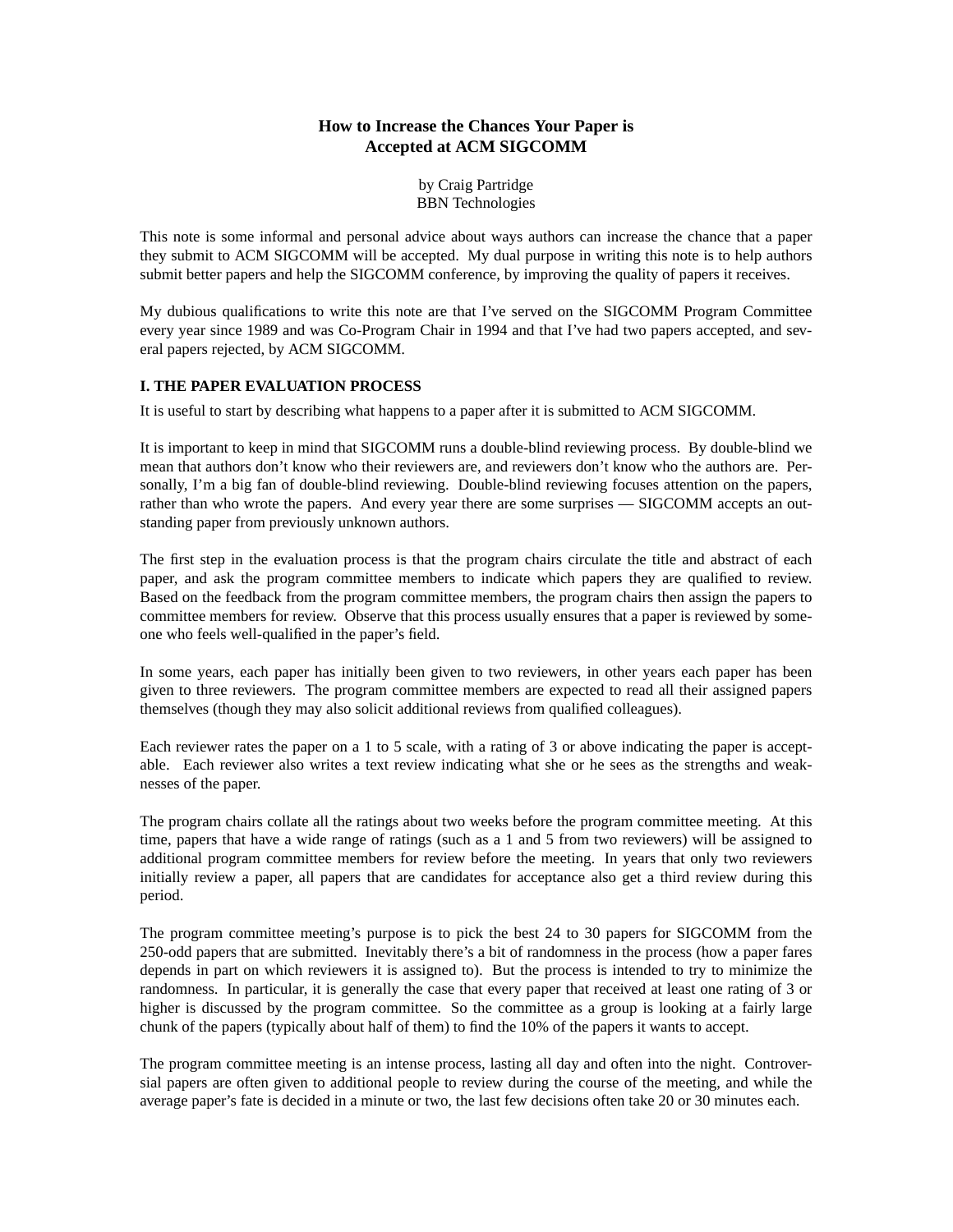# How to Increase the Chances Your Paper is Accepted at ACM SIGCOMM

by Craig Partridge
BBN Technologies

This note is some informal and personal advice about ways authors can increase the chance that a paper they submit to ACM SIGCOMM will be accepted. My dual purpose in writing this note is to help authors submit better papers and help the SIGCOMM conference, by improving the quality of papers it receives.

My dubious qualifications to write this note are that I've served on the SIGCOMM Program Committee every year since 1989 and was Co-Program Chair in 1994 and that I've had two papers accepted, and several papers rejected, by ACM SIGCOMM.

## I. THE PAPER EVALUATION PROCESS

It is useful to start by describing what happens to a paper after it is submitted to ACM SIGCOMM.

It is important to keep in mind that SIGCOMM runs a double-blind reviewing process. By double-blind we mean that authors don't know who their reviewers are, and reviewers don't know who the authors are. Personally, I'm a big fan of double-blind reviewing. Double-blind reviewing focuses attention on the papers, rather than who wrote the papers. And every year there are some surprises — SIGCOMM accepts an outstanding paper from previously unknown authors.

The first step in the evaluation process is that the program chairs circulate the title and abstract of each paper, and ask the program committee members to indicate which papers they are qualified to review. Based on the feedback from the program committee members, the program chairs then assign the papers to committee members for review. Observe that this process usually ensures that a paper is reviewed by someone who feels well-qualified in the paper's field.

In some years, each paper has initially been given to two reviewers, in other years each paper has been given to three reviewers. The program committee members are expected to read all their assigned papers themselves (though they may also solicit additional reviews from qualified colleagues).

Each reviewer rates the paper on a 1 to 5 scale, with a rating of 3 or above indicating the paper is acceptable. Each reviewer also writes a text review indicating what she or he sees as the strengths and weaknesses of the paper.

The program chairs collate all the ratings about two weeks before the program committee meeting. At this time, papers that have a wide range of ratings (such as a 1 and 5 from two reviewers) will be assigned to additional program committee members for review before the meeting. In years that only two reviewers initially review a paper, all papers that are candidates for acceptance also get a third review during this period.

The program committee meeting's purpose is to pick the best 24 to 30 papers for SIGCOMM from the 250-odd papers that are submitted. Inevitably there's a bit of randomness in the process (how a paper fares depends in part on which reviewers it is assigned to). But the process is intended to try to minimize the randomness. In particular, it is generally the case that every paper that received at least one rating of 3 or higher is discussed by the program committee. So the committee as a group is looking at a fairly large chunk of the papers (typically about half of them) to find the 10% of the papers it wants to accept.

The program committee meeting is an intense process, lasting all day and often into the night. Controversial papers are often given to additional people to review during the course of the meeting, and while the average paper's fate is decided in a minute or two, the last few decisions often take 20 or 30 minutes each.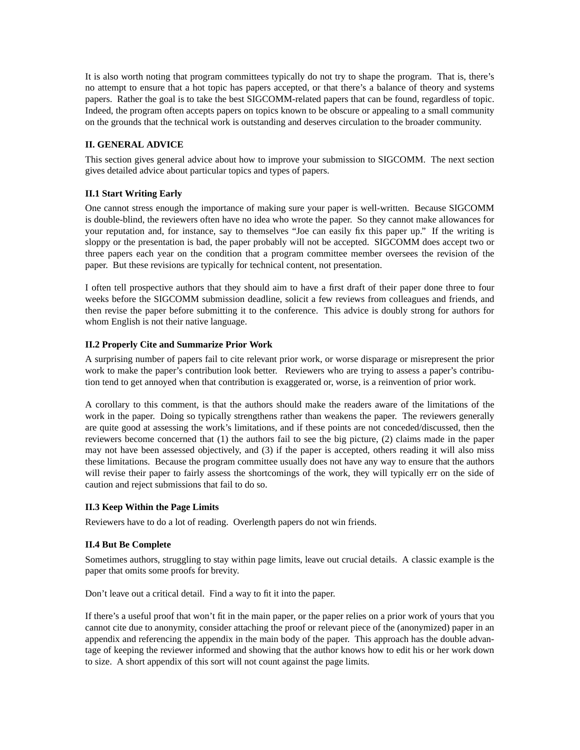It is also worth noting that program committees typically do not try to shape the program. That is, there's no attempt to ensure that a hot topic has papers accepted, or that there's a balance of theory and systems papers. Rather the goal is to take the best SIGCOMM-related papers that can be found, regardless of topic. Indeed, the program often accepts papers on topics known to be obscure or appealing to a small community on the grounds that the technical work is outstanding and deserves circulation to the broader community.

## II. GENERAL ADVICE

This section gives general advice about how to improve your submission to SIGCOMM. The next section gives detailed advice about particular topics and types of papers.

### II.1 Start Writing Early

One cannot stress enough the importance of making sure your paper is well-written. Because SIGCOMM is double-blind, the reviewers often have no idea who wrote the paper. So they cannot make allowances for your reputation and, for instance, say to themselves "Joe can easily fix this paper up." If the writing is sloppy or the presentation is bad, the paper probably will not be accepted. SIGCOMM does accept two or three papers each year on the condition that a program committee member oversees the revision of the paper. But these revisions are typically for technical content, not presentation.

I often tell prospective authors that they should aim to have a first draft of their paper done three to four weeks before the SIGCOMM submission deadline, solicit a few reviews from colleagues and friends, and then revise the paper before submitting it to the conference. This advice is doubly strong for authors for whom English is not their native language.

### II.2 Properly Cite and Summarize Prior Work

A surprising number of papers fail to cite relevant prior work, or worse disparage or misrepresent the prior work to make the paper's contribution look better. Reviewers who are trying to assess a paper's contribution tend to get annoyed when that contribution is exaggerated or, worse, is a reinvention of prior work.

A corollary to this comment, is that the authors should make the readers aware of the limitations of the work in the paper. Doing so typically strengthens rather than weakens the paper. The reviewers generally are quite good at assessing the work's limitations, and if these points are not conceded/discussed, then the reviewers become concerned that (1) the authors fail to see the big picture, (2) claims made in the paper may not have been assessed objectively, and (3) if the paper is accepted, others reading it will also miss these limitations. Because the program committee usually does not have any way to ensure that the authors will revise their paper to fairly assess the shortcomings of the work, they will typically err on the side of caution and reject submissions that fail to do so.

### II.3 Keep Within the Page Limits

Reviewers have to do a lot of reading. Overlength papers do not win friends.

### II.4 But Be Complete

Sometimes authors, struggling to stay within page limits, leave out crucial details. A classic example is the paper that omits some proofs for brevity.

Don't leave out a critical detail. Find a way to fit it into the paper.

If there's a useful proof that won't fit in the main paper, or the paper relies on a prior work of yours that you cannot cite due to anonymity, consider attaching the proof or relevant piece of the (anonymized) paper in an appendix and referencing the appendix in the main body of the paper. This approach has the double advantage of keeping the reviewer informed and showing that the author knows how to edit his or her work down to size. A short appendix of this sort will not count against the page limits.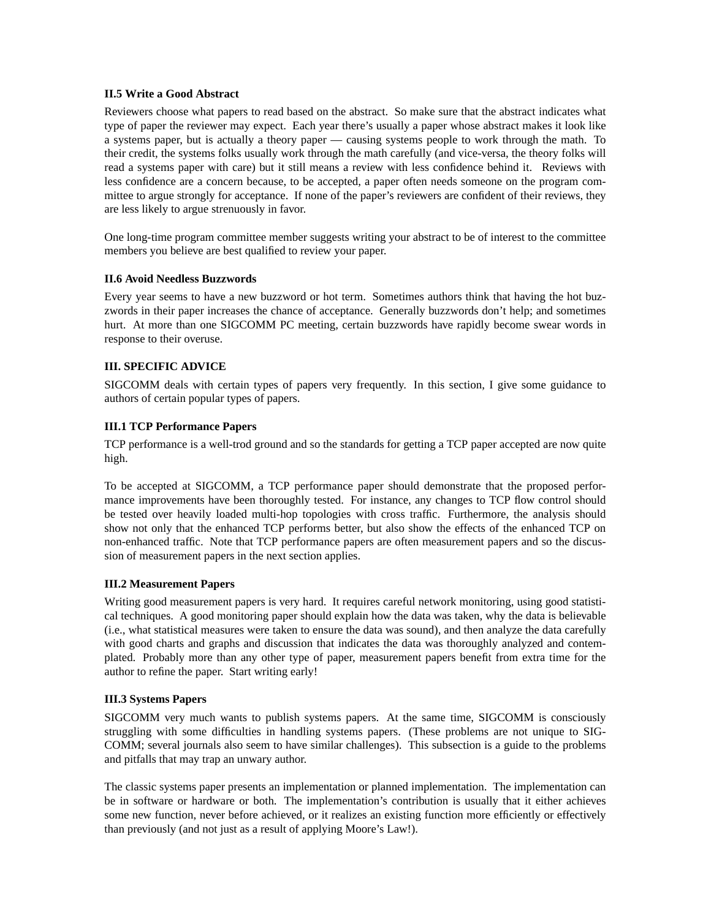### II.5 Write a Good Abstract

Reviewers choose what papers to read based on the abstract. So make sure that the abstract indicates what type of paper the reviewer may expect. Each year there's usually a paper whose abstract makes it look like a systems paper, but is actually a theory paper — causing systems people to work through the math. To their credit, the systems folks usually work through the math carefully (and vice-versa, the theory folks will read a systems paper with care) but it still means a review with less confidence behind it. Reviews with less confidence are a concern because, to be accepted, a paper often needs someone on the program committee to argue strongly for acceptance. If none of the paper's reviewers are confident of their reviews, they are less likely to argue strenuously in favor.

One long-time program committee member suggests writing your abstract to be of interest to the committee members you believe are best qualified to review your paper.

### II.6 Avoid Needless Buzzwords

Every year seems to have a new buzzword or hot term. Sometimes authors think that having the hot buzzwords in their paper increases the chance of acceptance. Generally buzzwords don't help; and sometimes hurt. At more than one SIGCOMM PC meeting, certain buzzwords have rapidly become swear words in response to their overuse.

## III. SPECIFIC ADVICE

SIGCOMM deals with certain types of papers very frequently. In this section, I give some guidance to authors of certain popular types of papers.

### III.1 TCP Performance Papers

TCP performance is a well-trod ground and so the standards for getting a TCP paper accepted are now quite high.

To be accepted at SIGCOMM, a TCP performance paper should demonstrate that the proposed performance improvements have been thoroughly tested. For instance, any changes to TCP flow control should be tested over heavily loaded multi-hop topologies with cross traffic. Furthermore, the analysis should show not only that the enhanced TCP performs better, but also show the effects of the enhanced TCP on non-enhanced traffic. Note that TCP performance papers are often measurement papers and so the discussion of measurement papers in the next section applies.

### III.2 Measurement Papers

Writing good measurement papers is very hard. It requires careful network monitoring, using good statistical techniques. A good monitoring paper should explain how the data was taken, why the data is believable (i.e., what statistical measures were taken to ensure the data was sound), and then analyze the data carefully with good charts and graphs and discussion that indicates the data was thoroughly analyzed and contemplated. Probably more than any other type of paper, measurement papers benefit from extra time for the author to refine the paper. Start writing early!

### III.3 Systems Papers

SIGCOMM very much wants to publish systems papers. At the same time, SIGCOMM is consciously struggling with some difficulties in handling systems papers. (These problems are not unique to SIGCOMM; several journals also seem to have similar challenges). This subsection is a guide to the problems and pitfalls that may trap an unwary author.

The classic systems paper presents an implementation or planned implementation. The implementation can be in software or hardware or both. The implementation's contribution is usually that it either achieves some new function, never before achieved, or it realizes an existing function more efficiently or effectively than previously (and not just as a result of applying Moore's Law!).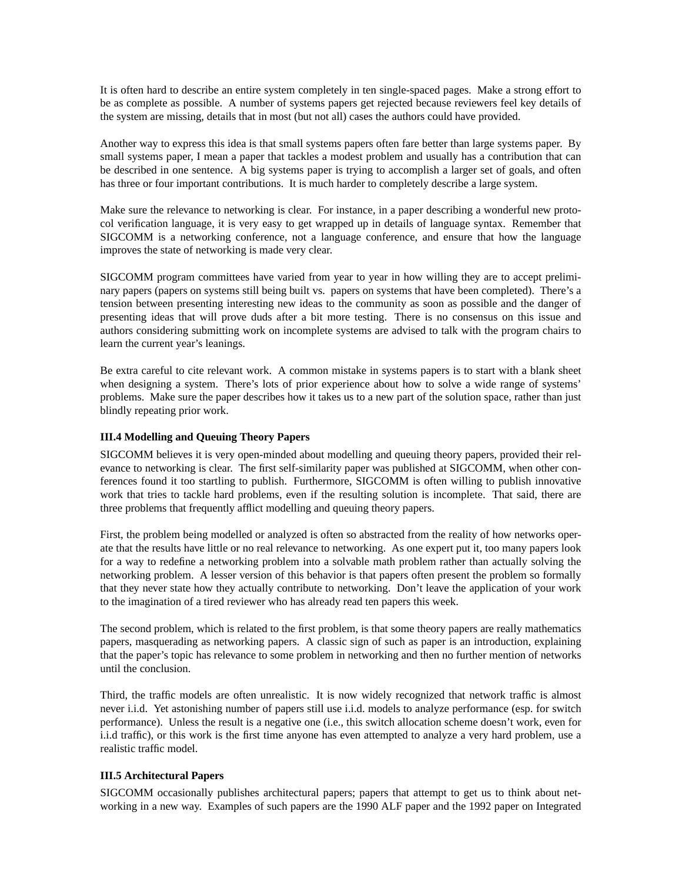It is often hard to describe an entire system completely in ten single-spaced pages. Make a strong effort to be as complete as possible. A number of systems papers get rejected because reviewers feel key details of the system are missing, details that in most (but not all) cases the authors could have provided.

Another way to express this idea is that small systems papers often fare better than large systems paper. By small systems paper, I mean a paper that tackles a modest problem and usually has a contribution that can be described in one sentence. A big systems paper is trying to accomplish a larger set of goals, and often has three or four important contributions. It is much harder to completely describe a large system.

Make sure the relevance to networking is clear. For instance, in a paper describing a wonderful new protocol verification language, it is very easy to get wrapped up in details of language syntax. Remember that SIGCOMM is a networking conference, not a language conference, and ensure that how the language improves the state of networking is made very clear.

SIGCOMM program committees have varied from year to year in how willing they are to accept preliminary papers (papers on systems still being built vs. papers on systems that have been completed). There's a tension between presenting interesting new ideas to the community as soon as possible and the danger of presenting ideas that will prove duds after a bit more testing. There is no consensus on this issue and authors considering submitting work on incomplete systems are advised to talk with the program chairs to learn the current year's leanings.

Be extra careful to cite relevant work. A common mistake in systems papers is to start with a blank sheet when designing a system. There's lots of prior experience about how to solve a wide range of systems' problems. Make sure the paper describes how it takes us to a new part of the solution space, rather than just blindly repeating prior work.

**III.4 Modelling and Queuing Theory Papers**

SIGCOMM believes it is very open-minded about modelling and queuing theory papers, provided their relevance to networking is clear. The first self-similarity paper was published at SIGCOMM, when other conferences found it too startling to publish. Furthermore, SIGCOMM is often willing to publish innovative work that tries to tackle hard problems, even if the resulting solution is incomplete. That said, there are three problems that frequently afflict modelling and queuing theory papers.

First, the problem being modelled or analyzed is often so abstracted from the reality of how networks operate that the results have little or no real relevance to networking. As one expert put it, too many papers look for a way to redefine a networking problem into a solvable math problem rather than actually solving the networking problem. A lesser version of this behavior is that papers often present the problem so formally that they never state how they actually contribute to networking. Don't leave the application of your work to the imagination of a tired reviewer who has already read ten papers this week.

The second problem, which is related to the first problem, is that some theory papers are really mathematics papers, masquerading as networking papers. A classic sign of such as paper is an introduction, explaining that the paper's topic has relevance to some problem in networking and then no further mention of networks until the conclusion.

Third, the traffic models are often unrealistic. It is now widely recognized that network traffic is almost never i.i.d. Yet astonishing number of papers still use i.i.d. models to analyze performance (esp. for switch performance). Unless the result is a negative one (i.e., this switch allocation scheme doesn't work, even for i.i.d traffic), or this work is the first time anyone has even attempted to analyze a very hard problem, use a realistic traffic model.

**III.5 Architectural Papers**

SIGCOMM occasionally publishes architectural papers; papers that attempt to get us to think about networking in a new way. Examples of such papers are the 1990 ALF paper and the 1992 paper on Integrated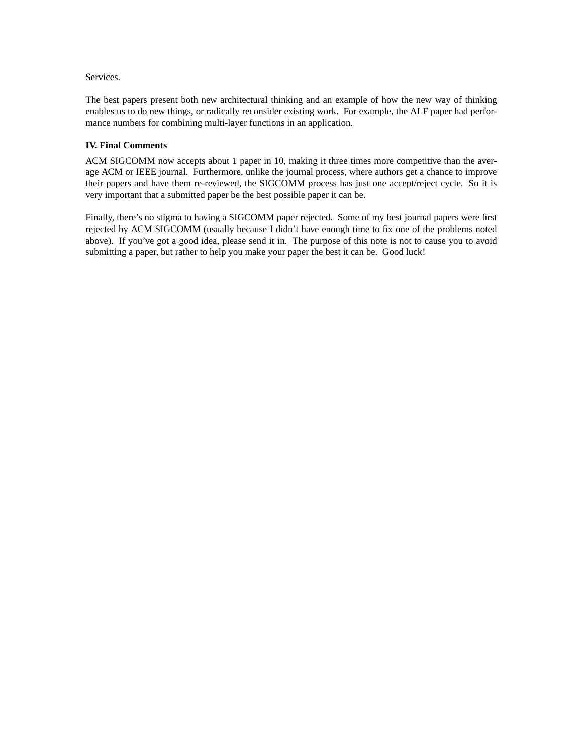Services.

The best papers present both new architectural thinking and an example of how the new way of thinking enables us to do new things, or radically reconsider existing work. For example, the ALF paper had performance numbers for combining multi-layer functions in an application.

**IV. Final Comments**

ACM SIGCOMM now accepts about 1 paper in 10, making it three times more competitive than the average ACM or IEEE journal. Furthermore, unlike the journal process, where authors get a chance to improve their papers and have them re-reviewed, the SIGCOMM process has just one accept/reject cycle. So it is very important that a submitted paper be the best possible paper it can be.

Finally, there's no stigma to having a SIGCOMM paper rejected. Some of my best journal papers were first rejected by ACM SIGCOMM (usually because I didn't have enough time to fix one of the problems noted above). If you've got a good idea, please send it in. The purpose of this note is not to cause you to avoid submitting a paper, but rather to help you make your paper the best it can be. Good luck!